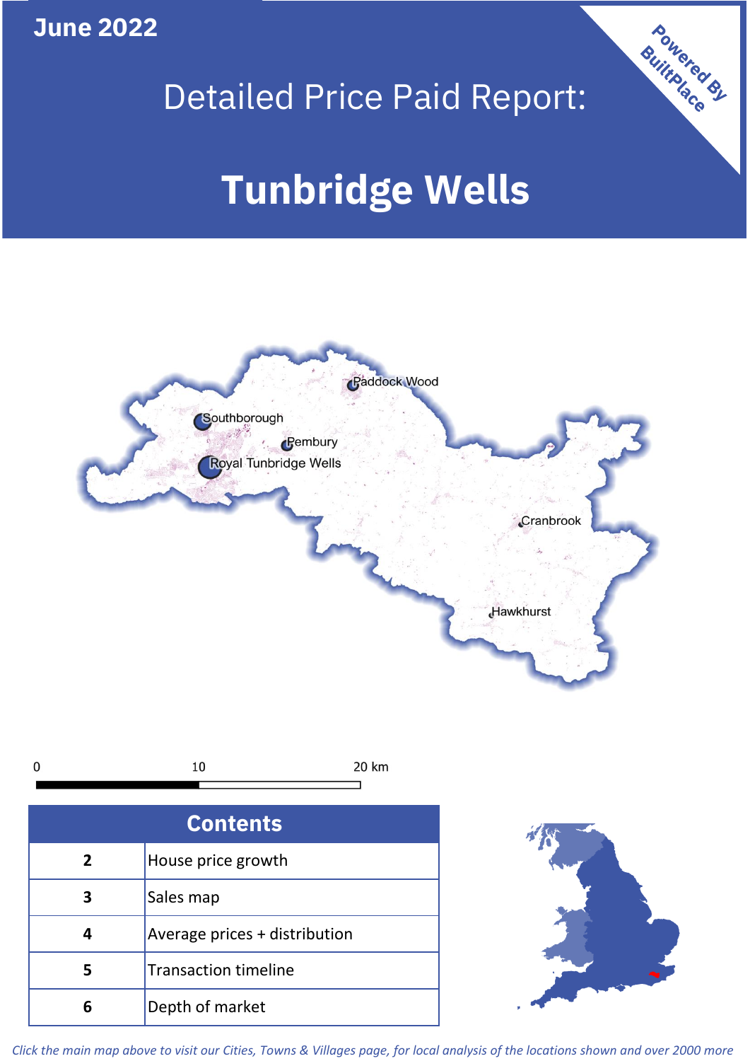June 2022

# Detailed Price Paid Report:

# Tunbridge Wells

Powered By BuiltPlace

Paddock Wood

Southborough

Pembury

Royal Tunbridge Wells

Cranbrook

Hawkhurst

0 10 20 km

| Contents | |
|---|---|
| 2 | House price growth |
| 3 | Sales map |
| 4 | Average prices + distribution |
| 5 | Transaction timeline |
| 6 | Depth of market |

*Click the main map above to visit our Cities, Towns & Villages page, for local analysis of the locations shown and over 2000 more*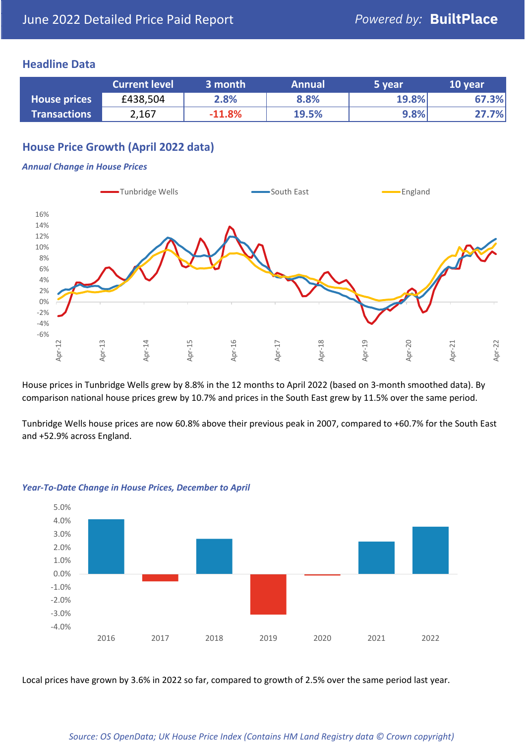June 2022 Detailed Price Paid Report

Powered by: **BuiltPlace**

## Headline Data

| | Current level | 3 month | Annual | 5 year | 10 year |
|---|---|---|---|---|---|
| **House prices** | £438,504 | 2.8% | 8.8% | 19.8% | 67.3% |
| **Transactions** | 2,167 | -11.8% | 19.5% | 9.8% | 27.7% |

## House Price Growth (April 2022 data)

### *Annual Change in House Prices*

House prices in Tunbridge Wells grew by 8.8% in the 12 months to April 2022 (based on 3-month smoothed data). By comparison national house prices grew by 10.7% and prices in the South East grew by 11.5% over the same period.

Tunbridge Wells house prices are now 60.8% above their previous peak in 2007, compared to +60.7% for the South East and +52.9% across England.

### *Year-To-Date Change in House Prices, December to April*

Local prices have grown by 3.6% in 2022 so far, compared to growth of 2.5% over the same period last year.

*Source: OS OpenData; UK House Price Index (Contains HM Land Registry data © Crown copyright)*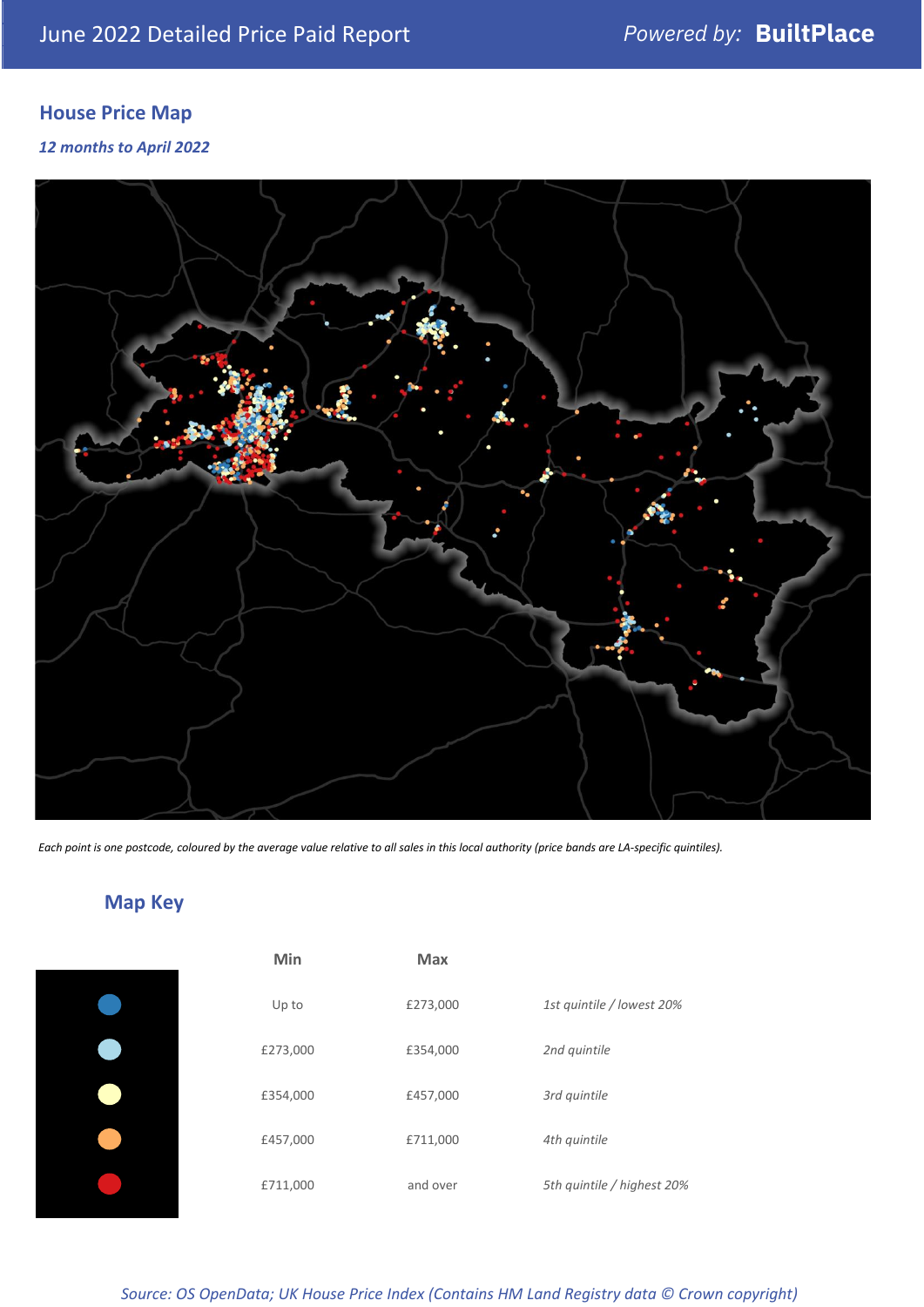June 2022 Detailed Price Paid Report

*Powered by:* **BuiltPlace**

## House Price Map

*12 months to April 2022*

*Each point is one postcode, coloured by the average value relative to all sales in this local authority (price bands are LA-specific quintiles).*

## Map Key

| | Min | Max | |
|---|---|---|---|
| | Up to | £273,000 | *1st quintile / lowest 20%* |
| | £273,000 | £354,000 | *2nd quintile* |
| | £354,000 | £457,000 | *3rd quintile* |
| | £457,000 | £711,000 | *4th quintile* |
| | £711,000 | and over | *5th quintile / highest 20%* |

*Source: OS OpenData; UK House Price Index (Contains HM Land Registry data © Crown copyright)*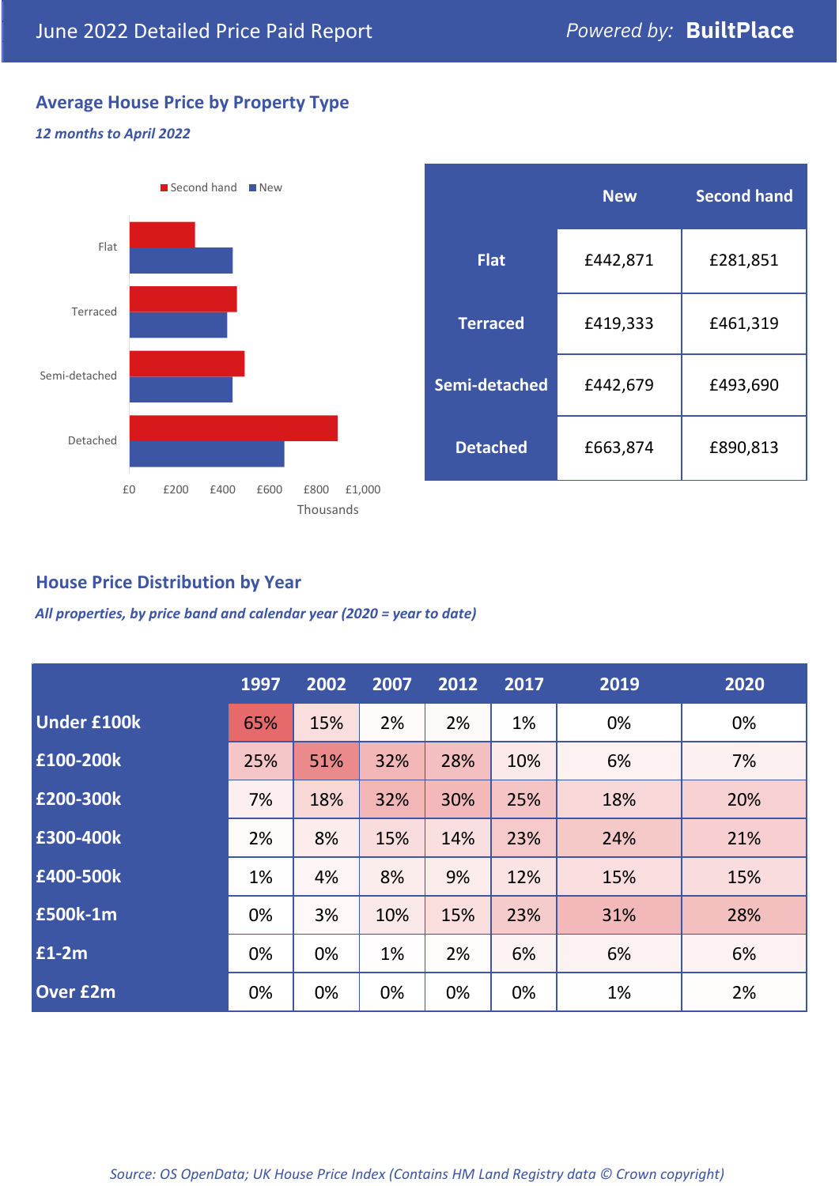June 2022 Detailed Price Paid Report

*Powered by:* **BuiltPlace**

## Average House Price by Property Type

***12 months to April 2022***

| | New | Second hand |
|---|---|---|
| **Flat** | £442,871 | £281,851 |
| **Terraced** | £419,333 | £461,319 |
| **Semi-detached** | £442,679 | £493,690 |
| **Detached** | £663,874 | £890,813 |

## House Price Distribution by Year

***All properties, by price band and calendar year (2020 = year to date)***

| | 1997 | 2002 | 2007 | 2012 | 2017 | 2019 | 2020 |
|---|---|---|---|---|---|---|---|
| **Under £100k** | 65% | 15% | 2% | 2% | 1% | 0% | 0% |
| **£100-200k** | 25% | 51% | 32% | 28% | 10% | 6% | 7% |
| **£200-300k** | 7% | 18% | 32% | 30% | 25% | 18% | 20% |
| **£300-400k** | 2% | 8% | 15% | 14% | 23% | 24% | 21% |
| **£400-500k** | 1% | 4% | 8% | 9% | 12% | 15% | 15% |
| **£500k-1m** | 0% | 3% | 10% | 15% | 23% | 31% | 28% |
| **£1-2m** | 0% | 0% | 1% | 2% | 6% | 6% | 6% |
| **Over £2m** | 0% | 0% | 0% | 0% | 0% | 1% | 2% |

*Source: OS OpenData; UK House Price Index (Contains HM Land Registry data © Crown copyright)*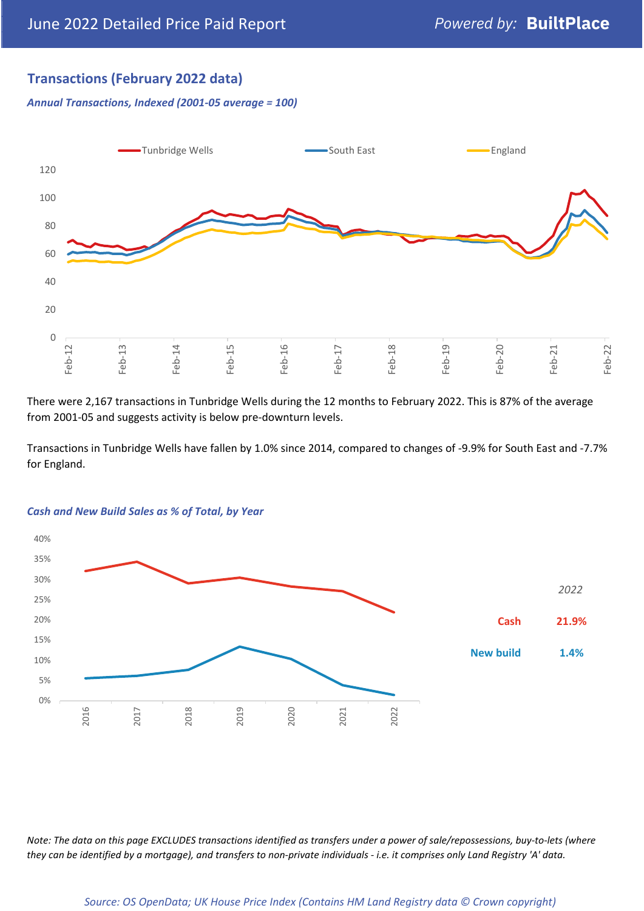## Transactions (February 2022 data)

*Annual Transactions, Indexed (2001-05 average = 100)*

There were 2,167 transactions in Tunbridge Wells during the 12 months to February 2022. This is 87% of the average from 2001-05 and suggests activity is below pre-downturn levels.

Transactions in Tunbridge Wells have fallen by 1.0% since 2014, compared to changes of -9.9% for South East and -7.7% for England.

*Cash and New Build Sales as % of Total, by Year*

| *2022* | |
|---|---|
| Cash | 21.9% |
| New build | 1.4% |

*Note: The data on this page EXCLUDES transactions identified as transfers under a power of sale/repossessions, buy-to-lets (where they can be identified by a mortgage), and transfers to non-private individuals - i.e. it comprises only Land Registry 'A' data.*

*Source: OS OpenData; UK House Price Index (Contains HM Land Registry data © Crown copyright)*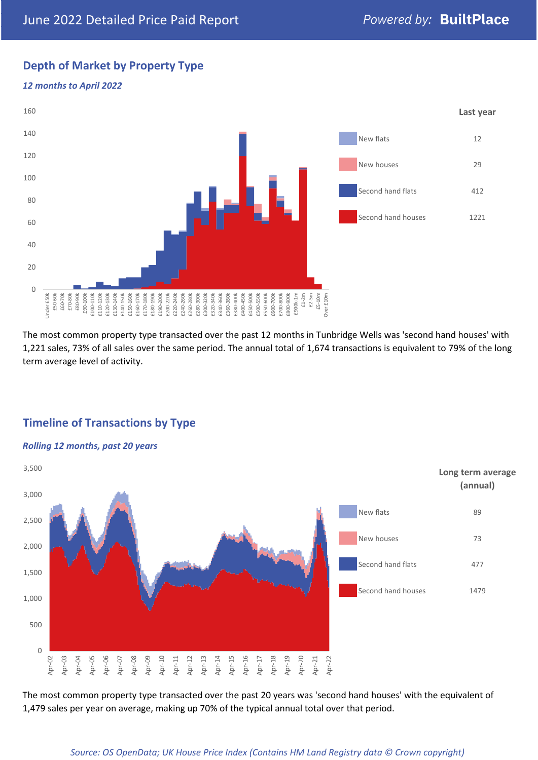June 2022 Detailed Price Paid Report

*Powered by:* **BuiltPlace**

## Depth of Market by Property Type

***12 months to April 2022***

160
140
120
100
80
60
40
20
0

Under £50k, £50-60k, £60-70k, £70-80k, £80-90k, £90-100k, £100-110k, £110-120k, £120-130k, £130-140k, £140-150k, £150-160k, £160-170k, £170-180k, £180-190k, £190-200k, £200-220k, £220-240k, £240-260k, £260-280k, £280-300k, £300-320k, £320-340k, £340-360k, £360-380k, £380-400k, £400-450k, £450-500k, £500-550k, £550-600k, £600-700k, £700-800k, £800-900k, £900k-1m, £1-2m, £2-5m, £5-10m, Over £10m

**Last year**

New flats 12
New houses 29
Second hand flats 412
Second hand houses 1221

The most common property type transacted over the past 12 months in Tunbridge Wells was 'second hand houses' with 1,221 sales, 73% of all sales over the same period. The annual total of 1,674 transactions is equivalent to 79% of the long term average level of activity.

## Timeline of Transactions by Type

***Rolling 12 months, past 20 years***

3,500
3,000
2,500
2,000
1,500
1,000
500
0

Apr-02, Apr-03, Apr-04, Apr-05, Apr-06, Apr-07, Apr-08, Apr-09, Apr-10, Apr-11, Apr-12, Apr-13, Apr-14, Apr-15, Apr-16, Apr-17, Apr-18, Apr-19, Apr-20, Apr-21, Apr-22

**Long term average (annual)**

New flats 89
New houses 73
Second hand flats 477
Second hand houses 1479

The most common property type transacted over the past 20 years was 'second hand houses' with the equivalent of 1,479 sales per year on average, making up 70% of the typical annual total over that period.

*Source: OS OpenData; UK House Price Index (Contains HM Land Registry data © Crown copyright)*